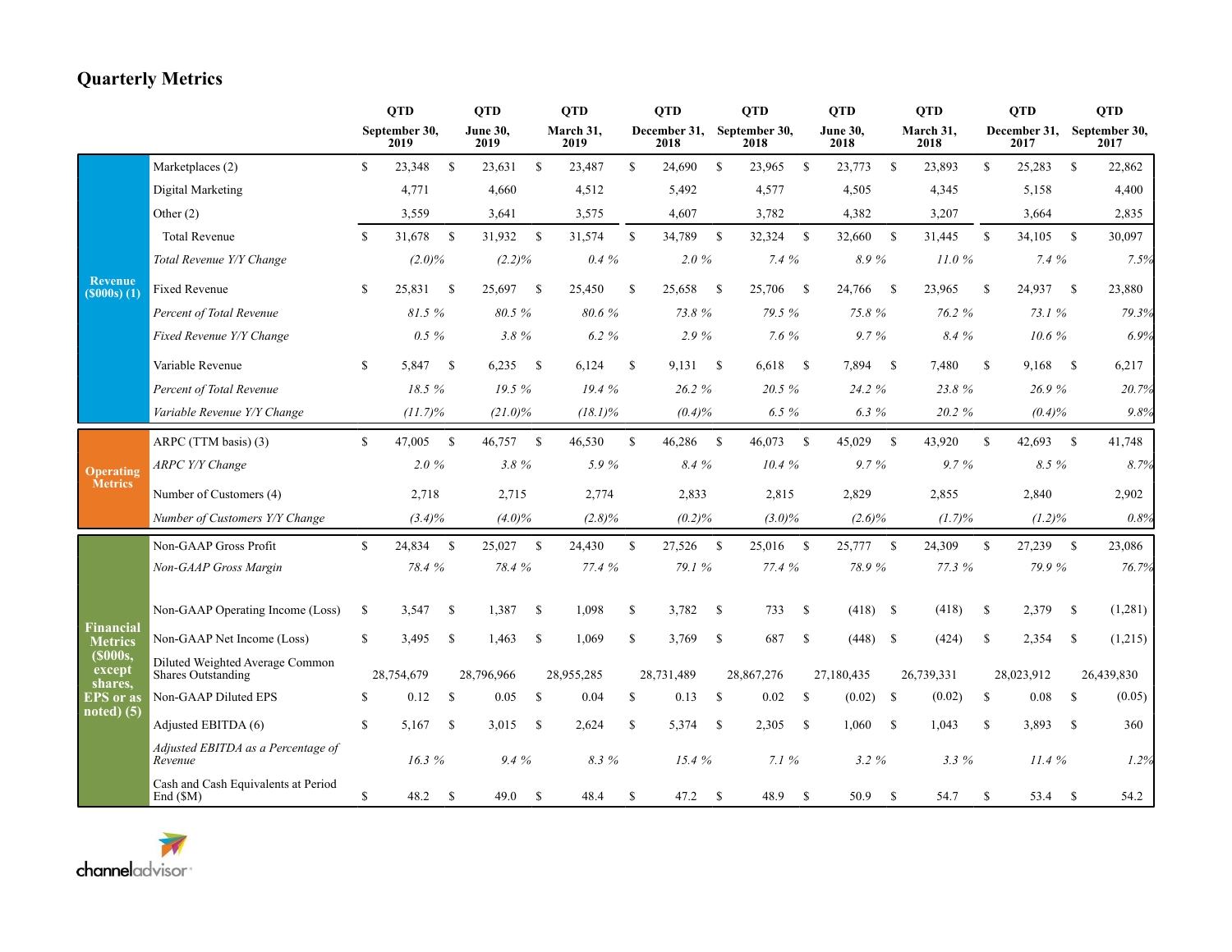## Quarterly Metrics

| | | QTD September 30, 2019 | QTD June 30, 2019 | QTD March 31, 2019 | QTD December 31, 2018 | QTD September 30, 2018 | QTD June 30, 2018 | QTD March 31, 2018 | QTD December 31, 2017 | QTD September 30, 2017 |
|---|---|---|---|---|---|---|---|---|---|---|
| **Revenue ($000s) (1)** | Marketplaces (2) | $ 23,348 | $ 23,631 | $ 23,487 | $ 24,690 | $ 23,965 | $ 23,773 | $ 23,893 | $ 25,283 | $ 22,862 |
| | Digital Marketing | 4,771 | 4,660 | 4,512 | 5,492 | 4,577 | 4,505 | 4,345 | 5,158 | 4,400 |
| | Other (2) | 3,559 | 3,641 | 3,575 | 4,607 | 3,782 | 4,382 | 3,207 | 3,664 | 2,835 |
| | Total Revenue | $ 31,678 | $ 31,932 | $ 31,574 | $ 34,789 | $ 32,324 | $ 32,660 | $ 31,445 | $ 34,105 | $ 30,097 |
| | *Total Revenue Y/Y Change* | *(2.0)%* | *(2.2)%* | *0.4 %* | *2.0 %* | *7.4 %* | *8.9 %* | *11.0 %* | *7.4 %* | *7.5%* |
| | Fixed Revenue | $ 25,831 | $ 25,697 | $ 25,450 | $ 25,658 | $ 25,706 | $ 24,766 | $ 23,965 | $ 24,937 | $ 23,880 |
| | *Percent of Total Revenue* | *81.5 %* | *80.5 %* | *80.6 %* | *73.8 %* | *79.5 %* | *75.8 %* | *76.2 %* | *73.1 %* | *79.3%* |
| | *Fixed Revenue Y/Y Change* | *0.5 %* | *3.8 %* | *6.2 %* | *2.9 %* | *7.6 %* | *9.7 %* | *8.4 %* | *10.6 %* | *6.9%* |
| | Variable Revenue | $ 5,847 | $ 6,235 | $ 6,124 | $ 9,131 | $ 6,618 | $ 7,894 | $ 7,480 | $ 9,168 | $ 6,217 |
| | *Percent of Total Revenue* | *18.5 %* | *19.5 %* | *19.4 %* | *26.2 %* | *20.5 %* | *24.2 %* | *23.8 %* | *26.9 %* | *20.7%* |
| | *Variable Revenue Y/Y Change* | *(11.7)%* | *(21.0)%* | *(18.1)%* | *(0.4)%* | *6.5 %* | *6.3 %* | *20.2 %* | *(0.4)%* | *9.8%* |
| **Operating Metrics** | ARPC (TTM basis) (3) | $ 47,005 | $ 46,757 | $ 46,530 | $ 46,286 | $ 46,073 | $ 45,029 | $ 43,920 | $ 42,693 | $ 41,748 |
| | *ARPC Y/Y Change* | *2.0 %* | *3.8 %* | *5.9 %* | *8.4 %* | *10.4 %* | *9.7 %* | *9.7 %* | *8.5 %* | *8.7%* |
| | Number of Customers (4) | 2,718 | 2,715 | 2,774 | 2,833 | 2,815 | 2,829 | 2,855 | 2,840 | 2,902 |
| | *Number of Customers Y/Y Change* | *(3.4)%* | *(4.0)%* | *(2.8)%* | *(0.2)%* | *(3.0)%* | *(2.6)%* | *(1.7)%* | *(1.2)%* | *0.8%* |
| **Financial Metrics ($000s, except shares, EPS or as noted) (5)** | Non-GAAP Gross Profit | $ 24,834 | $ 25,027 | $ 24,430 | $ 27,526 | $ 25,016 | $ 25,777 | $ 24,309 | $ 27,239 | $ 23,086 |
| | *Non-GAAP Gross Margin* | *78.4 %* | *78.4 %* | *77.4 %* | *79.1 %* | *77.4 %* | *78.9 %* | *77.3 %* | *79.9 %* | *76.7%* |
| | Non-GAAP Operating Income (Loss) | $ 3,547 | $ 1,387 | $ 1,098 | $ 3,782 | $ 733 | $ (418) | $ (418) | $ 2,379 | $ (1,281) |
| | Non-GAAP Net Income (Loss) | $ 3,495 | $ 1,463 | $ 1,069 | $ 3,769 | $ 687 | $ (448) | $ (424) | $ 2,354 | $ (1,215) |
| | Diluted Weighted Average Common Shares Outstanding | 28,754,679 | 28,796,966 | 28,955,285 | 28,731,489 | 28,867,276 | 27,180,435 | 26,739,331 | 28,023,912 | 26,439,830 |
| | Non-GAAP Diluted EPS | $ 0.12 | $ 0.05 | $ 0.04 | $ 0.13 | $ 0.02 | $ (0.02) | $ (0.02) | $ 0.08 | $ (0.05) |
| | Adjusted EBITDA (6) | $ 5,167 | $ 3,015 | $ 2,624 | $ 5,374 | $ 2,305 | $ 1,060 | $ 1,043 | $ 3,893 | $ 360 |
| | *Adjusted EBITDA as a Percentage of Revenue* | *16.3 %* | *9.4 %* | *8.3 %* | *15.4 %* | *7.1 %* | *3.2 %* | *3.3 %* | *11.4 %* | *1.2%* |
| | Cash and Cash Equivalents at Period End ($M) | $ 48.2 | $ 49.0 | $ 48.4 | $ 47.2 | $ 48.9 | $ 50.9 | $ 54.7 | $ 53.4 | $ 54.2 |

channeladvisor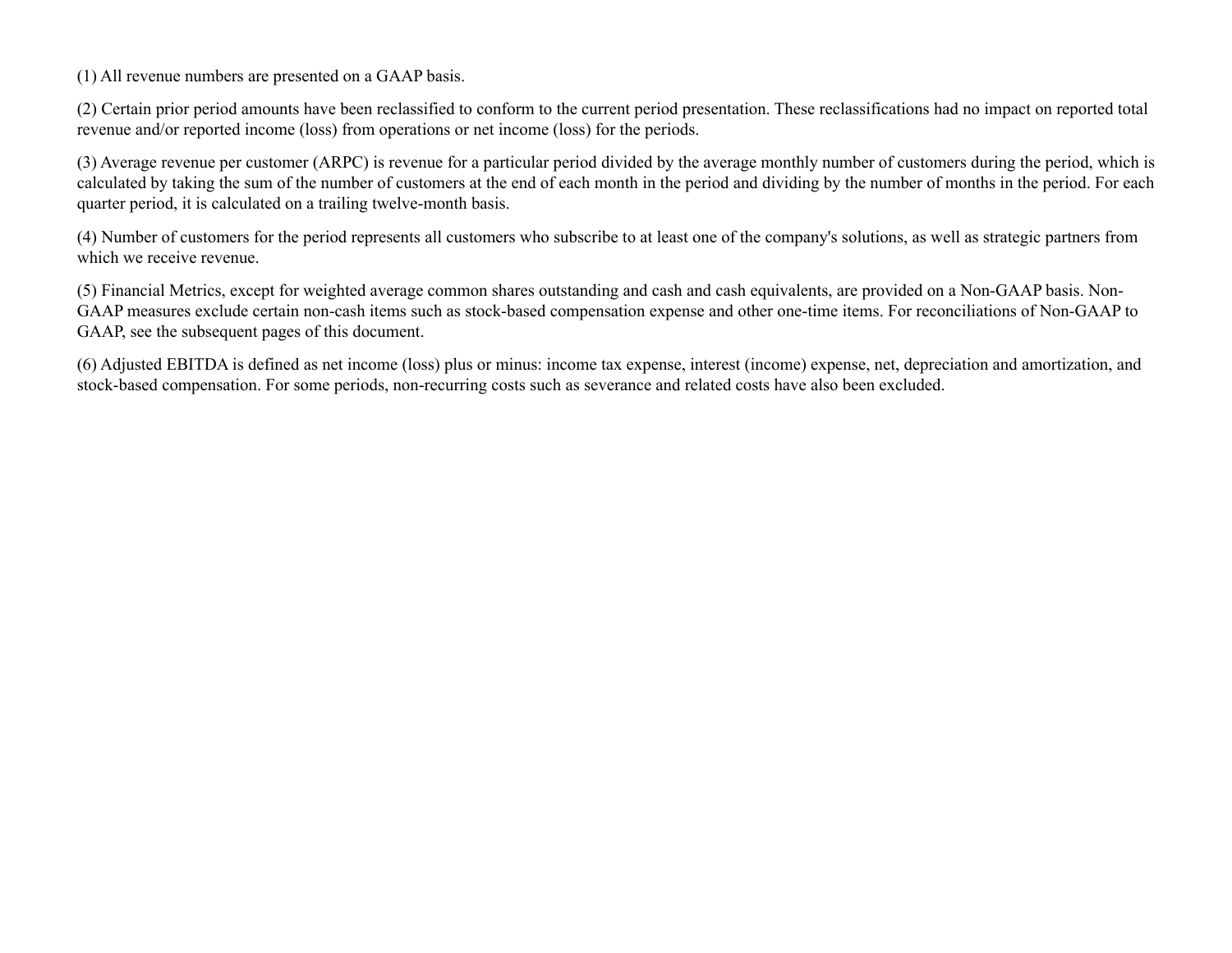(1) All revenue numbers are presented on a GAAP basis.

(2) Certain prior period amounts have been reclassified to conform to the current period presentation. These reclassifications had no impact on reported total revenue and/or reported income (loss) from operations or net income (loss) for the periods.

(3) Average revenue per customer (ARPC) is revenue for a particular period divided by the average monthly number of customers during the period, which is calculated by taking the sum of the number of customers at the end of each month in the period and dividing by the number of months in the period. For each quarter period, it is calculated on a trailing twelve-month basis.

(4) Number of customers for the period represents all customers who subscribe to at least one of the company's solutions, as well as strategic partners from which we receive revenue.

(5) Financial Metrics, except for weighted average common shares outstanding and cash and cash equivalents, are provided on a Non-GAAP basis. Non-GAAP measures exclude certain non-cash items such as stock-based compensation expense and other one-time items. For reconciliations of Non-GAAP to GAAP, see the subsequent pages of this document.

(6) Adjusted EBITDA is defined as net income (loss) plus or minus: income tax expense, interest (income) expense, net, depreciation and amortization, and stock-based compensation. For some periods, non-recurring costs such as severance and related costs have also been excluded.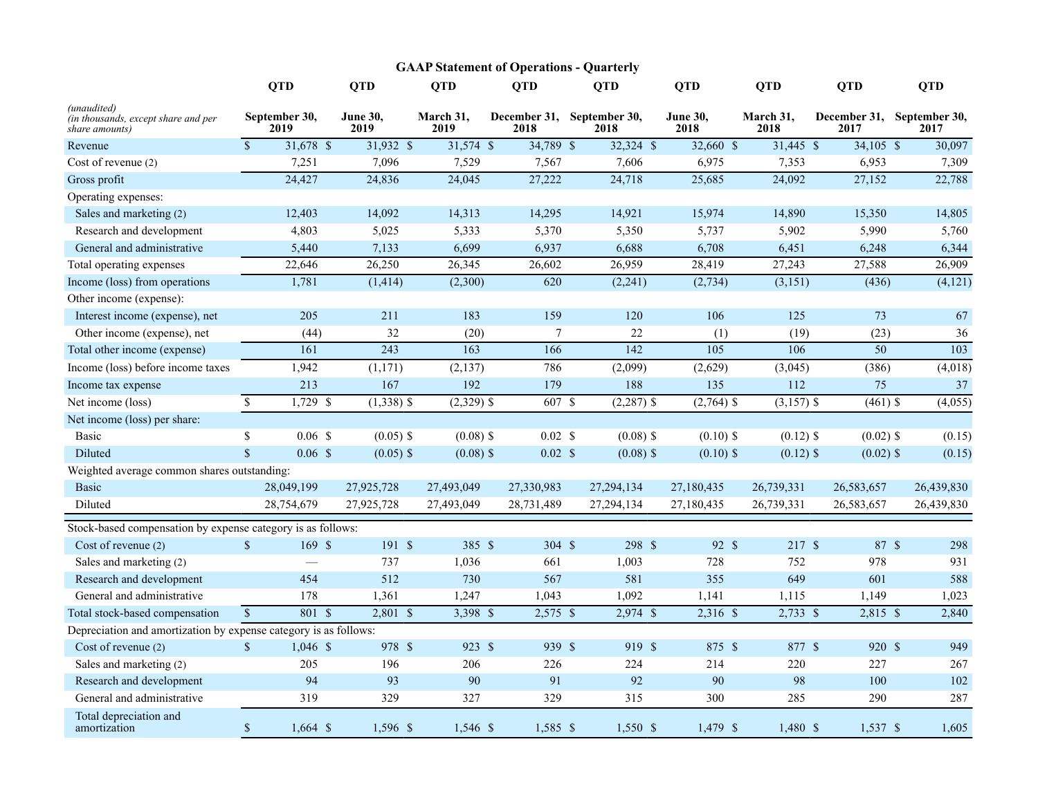## GAAP Statement of Operations - Quarterly

| *(unaudited)* *(in thousands, except share and per share amounts)* | QTD September 30, 2019 | QTD June 30, 2019 | QTD March 31, 2019 | QTD December 31, 2018 | QTD September 30, 2018 | QTD June 30, 2018 | QTD March 31, 2018 | QTD December 31, 2017 | QTD September 30, 2017 |
|---|---|---|---|---|---|---|---|---|---|
| Revenue | $ 31,678 | $ 31,932 | $ 31,574 | $ 34,789 | $ 32,324 | $ 32,660 | $ 31,445 | $ 34,105 | $ 30,097 |
| Cost of revenue (2) | 7,251 | 7,096 | 7,529 | 7,567 | 7,606 | 6,975 | 7,353 | 6,953 | 7,309 |
| Gross profit | 24,427 | 24,836 | 24,045 | 27,222 | 24,718 | 25,685 | 24,092 | 27,152 | 22,788 |
| Operating expenses: | | | | | | | | | |
| Sales and marketing (2) | 12,403 | 14,092 | 14,313 | 14,295 | 14,921 | 15,974 | 14,890 | 15,350 | 14,805 |
| Research and development | 4,803 | 5,025 | 5,333 | 5,370 | 5,350 | 5,737 | 5,902 | 5,990 | 5,760 |
| General and administrative | 5,440 | 7,133 | 6,699 | 6,937 | 6,688 | 6,708 | 6,451 | 6,248 | 6,344 |
| Total operating expenses | 22,646 | 26,250 | 26,345 | 26,602 | 26,959 | 28,419 | 27,243 | 27,588 | 26,909 |
| Income (loss) from operations | 1,781 | (1,414) | (2,300) | 620 | (2,241) | (2,734) | (3,151) | (436) | (4,121) |
| Other income (expense): | | | | | | | | | |
| Interest income (expense), net | 205 | 211 | 183 | 159 | 120 | 106 | 125 | 73 | 67 |
| Other income (expense), net | (44) | 32 | (20) | 7 | 22 | (1) | (19) | (23) | 36 |
| Total other income (expense) | 161 | 243 | 163 | 166 | 142 | 105 | 106 | 50 | 103 |
| Income (loss) before income taxes | 1,942 | (1,171) | (2,137) | 786 | (2,099) | (2,629) | (3,045) | (386) | (4,018) |
| Income tax expense | 213 | 167 | 192 | 179 | 188 | 135 | 112 | 75 | 37 |
| Net income (loss) | $ 1,729 | $ (1,338) | $ (2,329) | $ 607 | $ (2,287) | $ (2,764) | $ (3,157) | $ (461) | $ (4,055) |
| Net income (loss) per share: | | | | | | | | | |
| Basic | $ 0.06 | $ (0.05) | $ (0.08) | $ 0.02 | $ (0.08) | $ (0.10) | $ (0.12) | $ (0.02) | $ (0.15) |
| Diluted | $ 0.06 | $ (0.05) | $ (0.08) | $ 0.02 | $ (0.08) | $ (0.10) | $ (0.12) | $ (0.02) | $ (0.15) |
| Weighted average common shares outstanding: | | | | | | | | | |
| Basic | 28,049,199 | 27,925,728 | 27,493,049 | 27,330,983 | 27,294,134 | 27,180,435 | 26,739,331 | 26,583,657 | 26,439,830 |
| Diluted | 28,754,679 | 27,925,728 | 27,493,049 | 28,731,489 | 27,294,134 | 27,180,435 | 26,739,331 | 26,583,657 | 26,439,830 |
| Stock-based compensation by expense category is as follows: | | | | | | | | | |
| Cost of revenue (2) | $ 169 | $ 191 | $ 385 | $ 304 | $ 298 | $ 92 | $ 217 | $ 87 | $ 298 |
| Sales and marketing (2) | — | 737 | 1,036 | 661 | 1,003 | 728 | 752 | 978 | 931 |
| Research and development | 454 | 512 | 730 | 567 | 581 | 355 | 649 | 601 | 588 |
| General and administrative | 178 | 1,361 | 1,247 | 1,043 | 1,092 | 1,141 | 1,115 | 1,149 | 1,023 |
| Total stock-based compensation | $ 801 | $ 2,801 | $ 3,398 | $ 2,575 | $ 2,974 | $ 2,316 | $ 2,733 | $ 2,815 | $ 2,840 |
| Depreciation and amortization by expense category is as follows: | | | | | | | | | |
| Cost of revenue (2) | $ 1,046 | $ 978 | $ 923 | $ 939 | $ 919 | $ 875 | $ 877 | $ 920 | $ 949 |
| Sales and marketing (2) | 205 | 196 | 206 | 226 | 224 | 214 | 220 | 227 | 267 |
| Research and development | 94 | 93 | 90 | 91 | 92 | 90 | 98 | 100 | 102 |
| General and administrative | 319 | 329 | 327 | 329 | 315 | 300 | 285 | 290 | 287 |
| Total depreciation and amortization | $ 1,664 | $ 1,596 | $ 1,546 | $ 1,585 | $ 1,550 | $ 1,479 | $ 1,480 | $ 1,537 | $ 1,605 |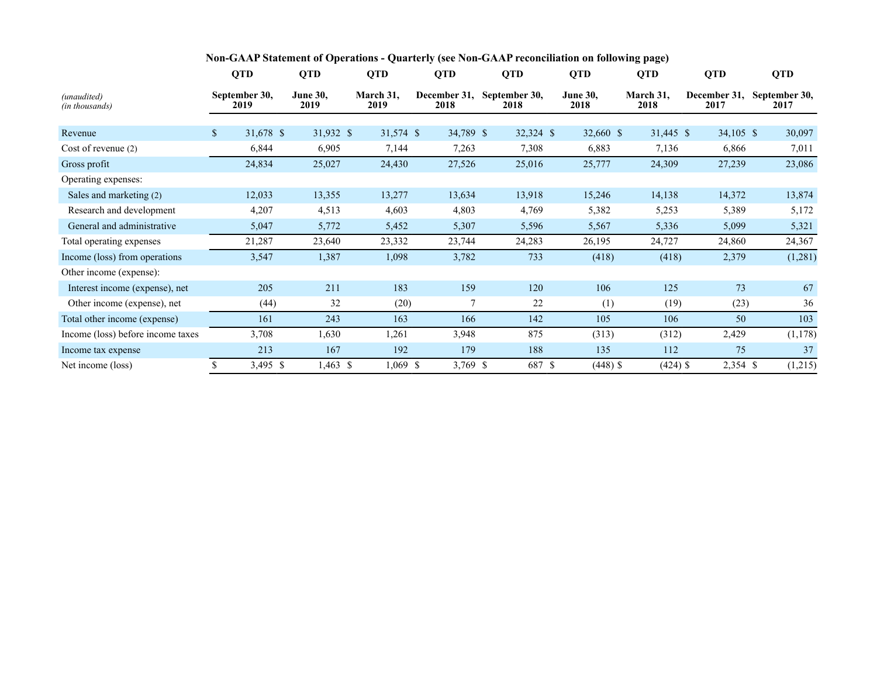**Non-GAAP Statement of Operations - Quarterly (see Non-GAAP reconciliation on following page)**

| *(unaudited)* *(in thousands)* | QTD September 30, 2019 | QTD June 30, 2019 | QTD March 31, 2019 | QTD December 31, 2018 | QTD September 30, 2018 | QTD June 30, 2018 | QTD March 31, 2018 | QTD December 31, 2017 | QTD September 30, 2017 |
|---|---|---|---|---|---|---|---|---|---|
| Revenue | $ 31,678 | $ 31,932 | $ 31,574 | $ 34,789 | $ 32,324 | $ 32,660 | $ 31,445 | $ 34,105 | $ 30,097 |
| Cost of revenue (2) | 6,844 | 6,905 | 7,144 | 7,263 | 7,308 | 6,883 | 7,136 | 6,866 | 7,011 |
| Gross profit | 24,834 | 25,027 | 24,430 | 27,526 | 25,016 | 25,777 | 24,309 | 27,239 | 23,086 |
| Operating expenses: | | | | | | | | | |
| Sales and marketing (2) | 12,033 | 13,355 | 13,277 | 13,634 | 13,918 | 15,246 | 14,138 | 14,372 | 13,874 |
| Research and development | 4,207 | 4,513 | 4,603 | 4,803 | 4,769 | 5,382 | 5,253 | 5,389 | 5,172 |
| General and administrative | 5,047 | 5,772 | 5,452 | 5,307 | 5,596 | 5,567 | 5,336 | 5,099 | 5,321 |
| Total operating expenses | 21,287 | 23,640 | 23,332 | 23,744 | 24,283 | 26,195 | 24,727 | 24,860 | 24,367 |
| Income (loss) from operations | 3,547 | 1,387 | 1,098 | 3,782 | 733 | (418) | (418) | 2,379 | (1,281) |
| Other income (expense): | | | | | | | | | |
| Interest income (expense), net | 205 | 211 | 183 | 159 | 120 | 106 | 125 | 73 | 67 |
| Other income (expense), net | (44) | 32 | (20) | 7 | 22 | (1) | (19) | (23) | 36 |
| Total other income (expense) | 161 | 243 | 163 | 166 | 142 | 105 | 106 | 50 | 103 |
| Income (loss) before income taxes | 3,708 | 1,630 | 1,261 | 3,948 | 875 | (313) | (312) | 2,429 | (1,178) |
| Income tax expense | 213 | 167 | 192 | 179 | 188 | 135 | 112 | 75 | 37 |
| Net income (loss) | $ 3,495 | $ 1,463 | $ 1,069 | $ 3,769 | $ 687 | $ (448) | $ (424) | $ 2,354 | $ (1,215) |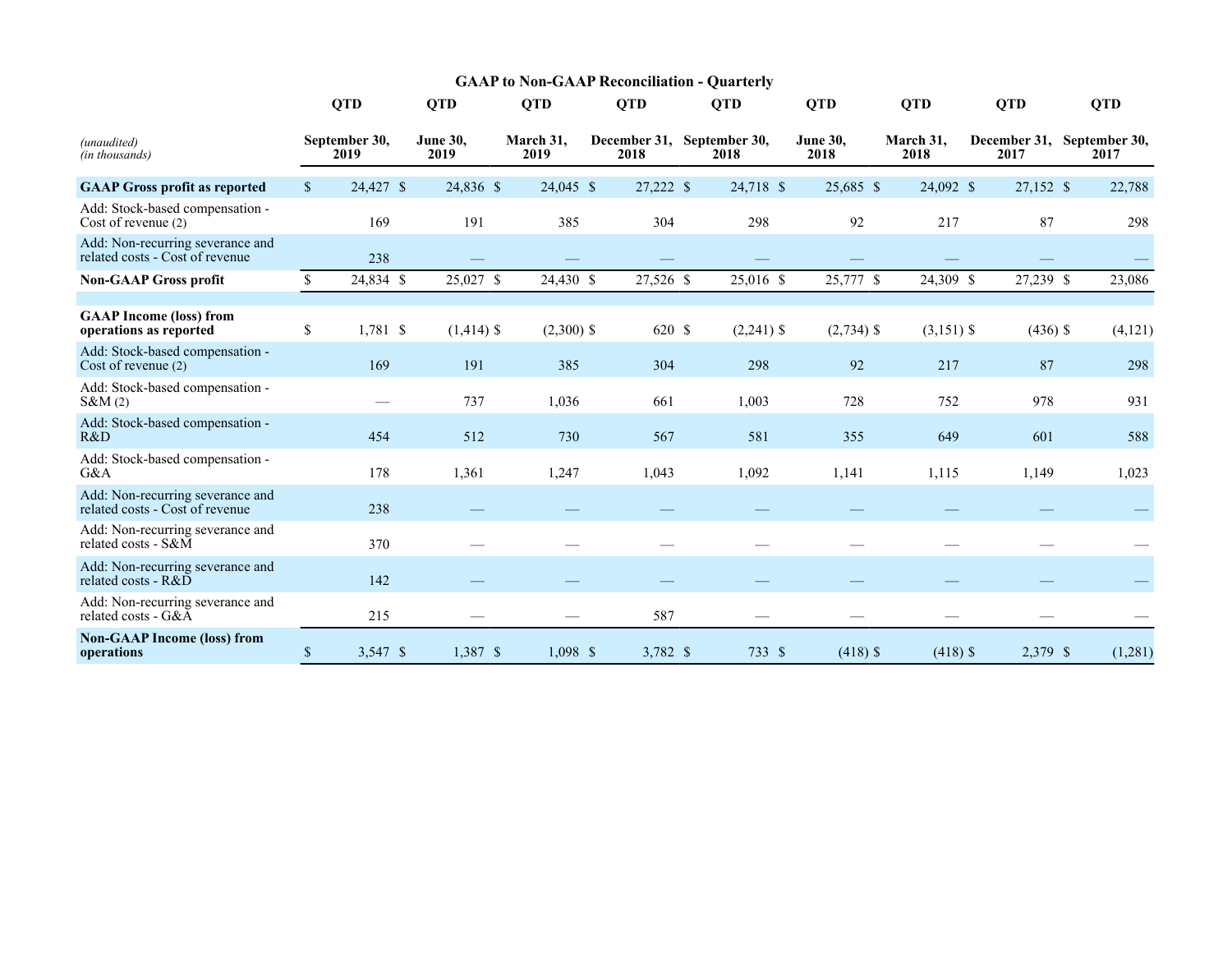## GAAP to Non-GAAP Reconciliation - Quarterly

| *(unaudited)* *(in thousands)* | QTD September 30, 2019 | QTD June 30, 2019 | QTD March 31, 2019 | QTD December 31, 2018 | QTD September 30, 2018 | QTD June 30, 2018 | QTD March 31, 2018 | QTD December 31, 2017 | QTD September 30, 2017 |
|---|---|---|---|---|---|---|---|---|---|
| **GAAP Gross profit as reported** | $ 24,427 | $ 24,836 | $ 24,045 | $ 27,222 | $ 24,718 | $ 25,685 | $ 24,092 | $ 27,152 | $ 22,788 |
| Add: Stock-based compensation - Cost of revenue (2) | 169 | 191 | 385 | 304 | 298 | 92 | 217 | 87 | 298 |
| Add: Non-recurring severance and related costs - Cost of revenue | 238 | — | — | — | — | — | — | — | — |
| **Non-GAAP Gross profit** | $ 24,834 | $ 25,027 | $ 24,430 | $ 27,526 | $ 25,016 | $ 25,777 | $ 24,309 | $ 27,239 | $ 23,086 |
| | | | | | | | | | |
| **GAAP Income (loss) from operations as reported** | $ 1,781 | $ (1,414) | $ (2,300) | $ 620 | $ (2,241) | $ (2,734) | $ (3,151) | $ (436) | $ (4,121) |
| Add: Stock-based compensation - Cost of revenue (2) | 169 | 191 | 385 | 304 | 298 | 92 | 217 | 87 | 298 |
| Add: Stock-based compensation - S&M (2) | — | 737 | 1,036 | 661 | 1,003 | 728 | 752 | 978 | 931 |
| Add: Stock-based compensation - R&D | 454 | 512 | 730 | 567 | 581 | 355 | 649 | 601 | 588 |
| Add: Stock-based compensation - G&A | 178 | 1,361 | 1,247 | 1,043 | 1,092 | 1,141 | 1,115 | 1,149 | 1,023 |
| Add: Non-recurring severance and related costs - Cost of revenue | 238 | — | — | — | — | — | — | — | — |
| Add: Non-recurring severance and related costs - S&M | 370 | — | — | — | — | — | — | — | — |
| Add: Non-recurring severance and related costs - R&D | 142 | — | — | — | — | — | — | — | — |
| Add: Non-recurring severance and related costs - G&A | 215 | — | — | 587 | — | — | — | — | — |
| **Non-GAAP Income (loss) from operations** | $ 3,547 | $ 1,387 | $ 1,098 | $ 3,782 | $ 733 | $ (418) | $ (418) | $ 2,379 | $ (1,281) |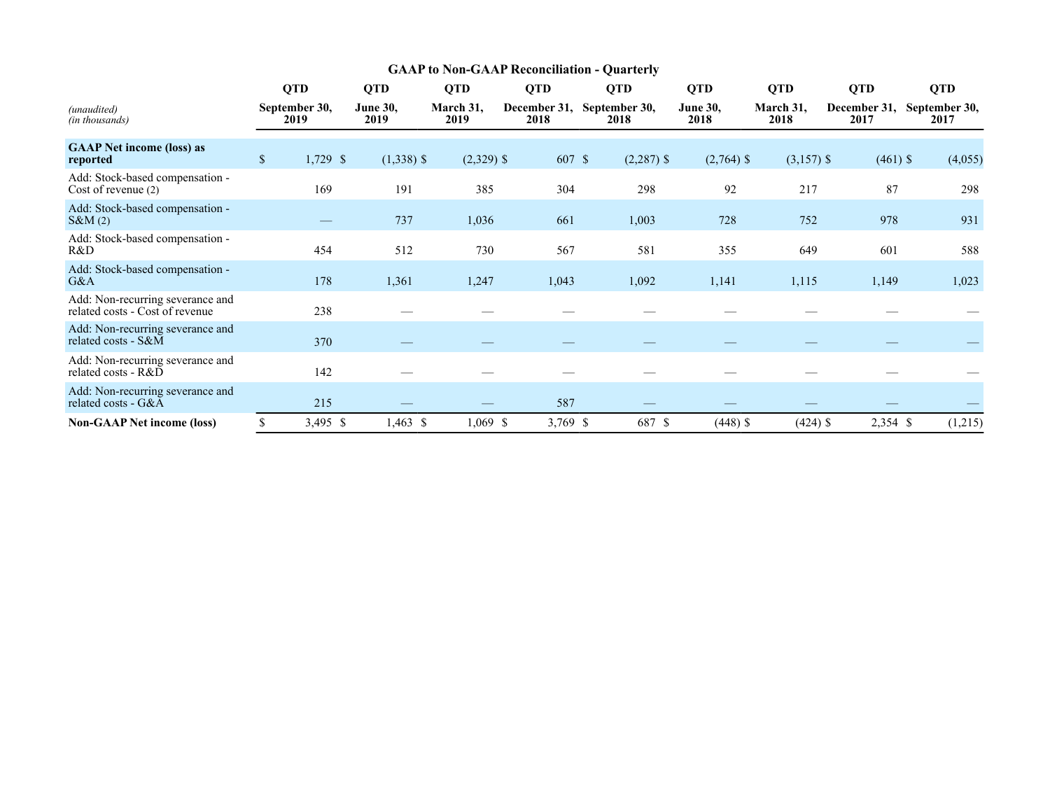# GAAP to Non-GAAP Reconciliation - Quarterly

| *(unaudited)* *(in thousands)* | QTD September 30, 2019 | QTD June 30, 2019 | QTD March 31, 2019 | QTD December 31, 2018 | QTD September 30, 2018 | QTD June 30, 2018 | QTD March 31, 2018 | QTD December 31, 2017 | QTD September 30, 2017 |
|---|---|---|---|---|---|---|---|---|---|
| **GAAP Net income (loss) as reported** | $ 1,729 | $ (1,338) | $ (2,329) | $ 607 | $ (2,287) | $ (2,764) | $ (3,157) | $ (461) | $ (4,055) |
| Add: Stock-based compensation - Cost of revenue (2) | 169 | 191 | 385 | 304 | 298 | 92 | 217 | 87 | 298 |
| Add: Stock-based compensation - S&M (2) | — | 737 | 1,036 | 661 | 1,003 | 728 | 752 | 978 | 931 |
| Add: Stock-based compensation - R&D | 454 | 512 | 730 | 567 | 581 | 355 | 649 | 601 | 588 |
| Add: Stock-based compensation - G&A | 178 | 1,361 | 1,247 | 1,043 | 1,092 | 1,141 | 1,115 | 1,149 | 1,023 |
| Add: Non-recurring severance and related costs - Cost of revenue | 238 | — | — | — | — | — | — | — | — |
| Add: Non-recurring severance and related costs - S&M | 370 | — | — | — | — | — | — | — | — |
| Add: Non-recurring severance and related costs - R&D | 142 | — | — | — | — | — | — | — | — |
| Add: Non-recurring severance and related costs - G&A | 215 | — | — | 587 | — | — | — | — | — |
| **Non-GAAP Net income (loss)** | $ 3,495 | $ 1,463 | $ 1,069 | $ 3,769 | $ 687 | $ (448) | $ (424) | $ 2,354 | $ (1,215) |